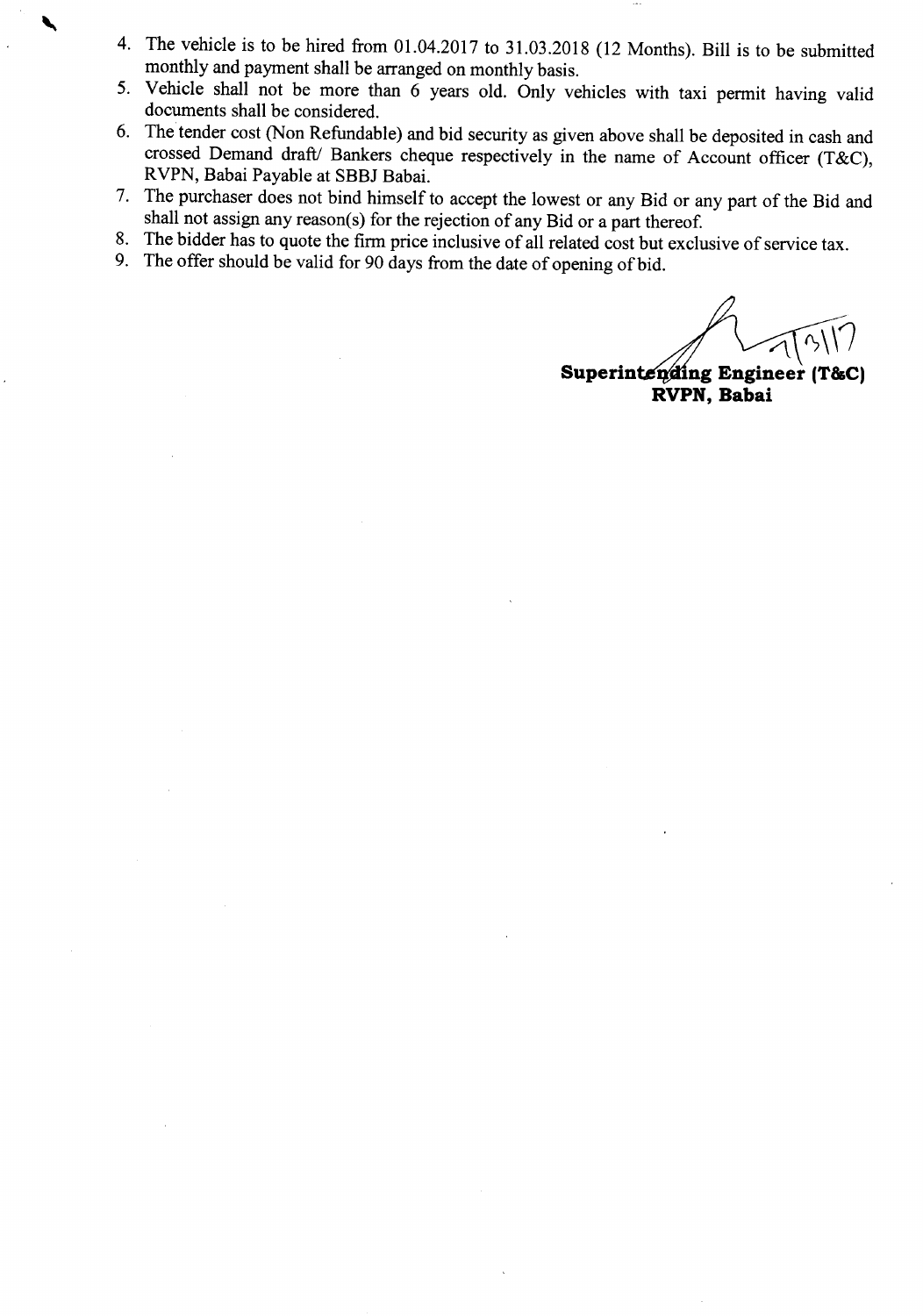4. The vehicle is to be hired from 01.04.2017 to 31.03.2018 (12 Months). Bill is to be submitted monthly and payment shall be arranged on monthly basis.
5. Vehicle shall not be more than 6 years old. Only vehicles with taxi permit having valid documents shall be considered.
6. The tender cost (Non Refundable) and bid security as given above shall be deposited in cash and crossed Demand draft/ Bankers cheque respectively in the name of Account officer (T&C), RVPN, Babai Payable at SBBJ Babai.
7. The purchaser does not bind himself to accept the lowest or any Bid or any part of the Bid and shall not assign any reason(s) for the rejection of any Bid or a part thereof.
8. The bidder has to quote the firm price inclusive of all related cost but exclusive of service tax.
9. The offer should be valid for 90 days from the date of opening of bid.

7/3/17

**Superintending Engineer (T&C)**
**RVPN, Babai**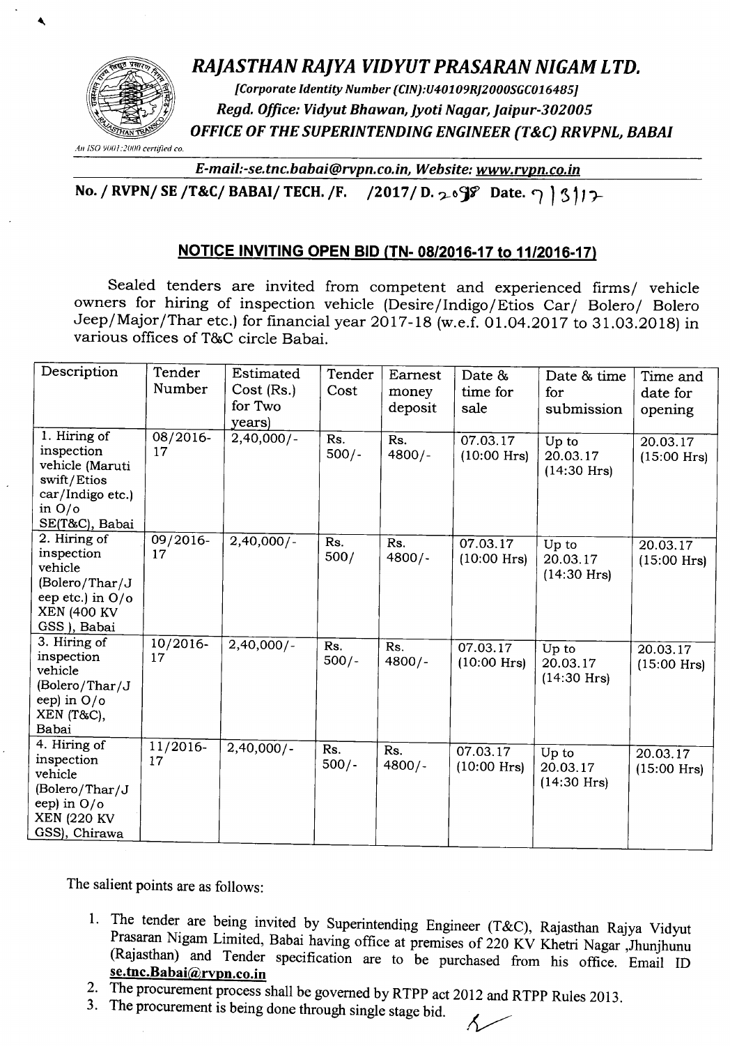# RAJASTHAN RAJYA VIDYUT PRASARAN NIGAM LTD.

*[Corporate Identity Number (CIN):U40109RJ2000SGC016485]*

*Regd. Office: Vidyut Bhawan, Jyoti Nagar, Jaipur-302005*

***OFFICE OF THE SUPERINTENDING ENGINEER (T&C) RRVPNL, BABAI***

An ISO 9001:2000 certified co.

*E-mail:-se.tnc.babai@rvpn.co.in, Website: www.rvpn.co.in*

**No. / RVPN/ SE /T&C/ BABAI/ TECH. /F. /2017/ D. 2098 Date. 7/3/17**

## NOTICE INVITING OPEN BID (TN- 08/2016-17 to 11/2016-17)

Sealed tenders are invited from competent and experienced firms/ vehicle owners for hiring of inspection vehicle (Desire/Indigo/Etios Car/ Bolero/ Bolero Jeep/Major/Thar etc.) for financial year 2017-18 (w.e.f. 01.04.2017 to 31.03.2018) in various offices of T&C circle Babai.

| Description | Tender Number | Estimated Cost (Rs.) for Two years) | Tender Cost | Earnest money deposit | Date & time for sale | Date & time for submission | Time and date for opening |
|---|---|---|---|---|---|---|---|
| 1. Hiring of inspection vehicle (Maruti swift/Etios car/Indigo etc.) in O/o SE(T&C), Babai | 08/2016-17 | 2,40,000/- | Rs. 500/- | Rs. 4800/- | 07.03.17 (10:00 Hrs) | Up to 20.03.17 (14:30 Hrs) | 20.03.17 (15:00 Hrs) |
| 2. Hiring of inspection vehicle (Bolero/Thar/Jeep etc.) in O/o XEN (400 KV GSS ), Babai | 09/2016-17 | 2,40,000/- | Rs. 500/ | Rs. 4800/- | 07.03.17 (10:00 Hrs) | Up to 20.03.17 (14:30 Hrs) | 20.03.17 (15:00 Hrs) |
| 3. Hiring of inspection vehicle (Bolero/Thar/Jeep) in O/o XEN (T&C), Babai | 10/2016-17 | 2,40,000/- | Rs. 500/- | Rs. 4800/- | 07.03.17 (10:00 Hrs) | Up to 20.03.17 (14:30 Hrs) | 20.03.17 (15:00 Hrs) |
| 4. Hiring of inspection vehicle (Bolero/Thar/Jeep) in O/o XEN (220 KV GSS), Chirawa | 11/2016-17 | 2,40,000/- | Rs. 500/- | Rs. 4800/- | 07.03.17 (10:00 Hrs) | Up to 20.03.17 (14:30 Hrs) | 20.03.17 (15:00 Hrs) |

The salient points are as follows:

1. The tender are being invited by Superintending Engineer (T&C), Rajasthan Rajya Vidyut Prasaran Nigam Limited, Babai having office at premises of 220 KV Khetri Nagar ,Jhunjhunu (Rajasthan) and Tender specification are to be purchased from his office. Email ID **se.tnc.Babai@rvpn.co.in**
2. The procurement process shall be governed by RTPP act 2012 and RTPP Rules 2013.
3. The procurement is being done through single stage bid.